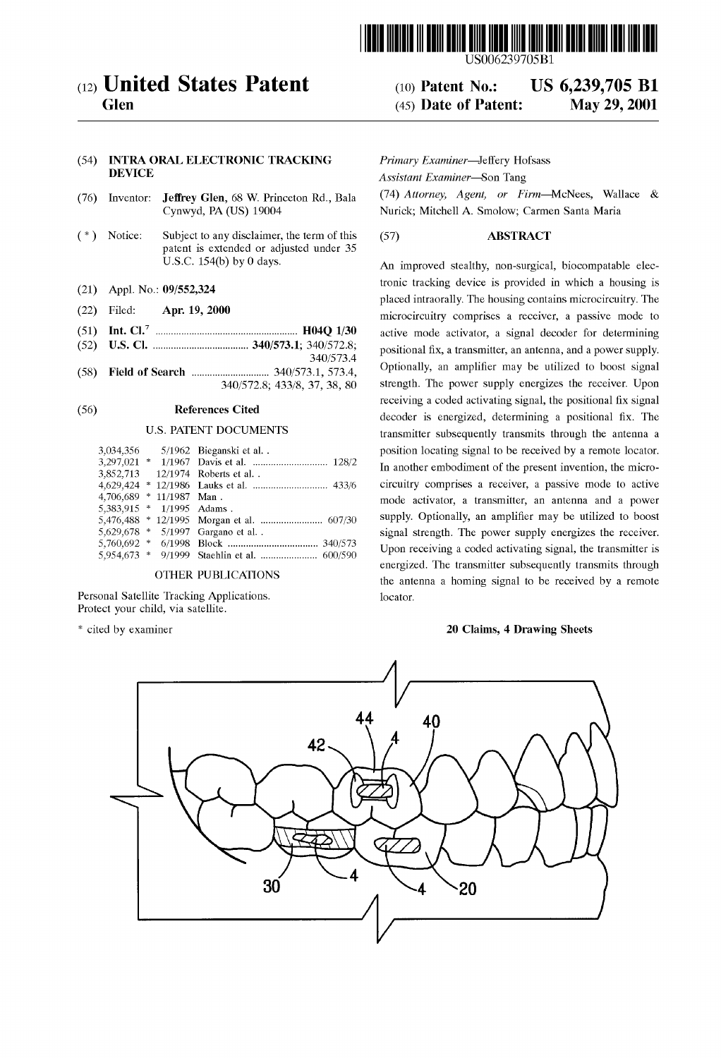US006239705B1

(12) **United States Patent**
**Glen**

(10) **Patent No.: US 6,239,705 B1**
(45) **Date of Patent: May 29, 2001**

(54) **INTRA ORAL ELECTRONIC TRACKING DEVICE**

(76) Inventor: **Jeffrey Glen**, 68 W. Princeton Rd., Bala Cynwyd, PA (US) 19004

(*) Notice: Subject to any disclaimer, the term of this patent is extended or adjusted under 35 U.S.C. 154(b) by 0 days.

(21) Appl. No.: **09/552,324**

(22) Filed: **Apr. 19, 2000**

(51) **Int. Cl.**[7] ..................................................... **H04Q 1/30**

(52) **U.S. Cl.** .................................... **340/573.1**; 340/572.8; 340/573.4

(58) **Field of Search** ............................. 340/573.1, 573.4, 340/572.8; 433/8, 37, 38, 80

(56) **References Cited**

U.S. PATENT DOCUMENTS

| | | | |
|---|---|---|---|
| 3,034,356 | | 5/1962 | Bieganski et al. . |
| 3,297,021 | * | 1/1967 | Davis et al. ............................ 128/2 |
| 3,852,713 | | 12/1974 | Roberts et al. . |
| 4,629,424 | * | 12/1986 | Lauks et al. ............................ 433/6 |
| 4,706,689 | * | 11/1987 | Man . |
| 5,383,915 | * | 1/1995 | Adams . |
| 5,476,488 | * | 12/1995 | Morgan et al. ........................ 607/30 |
| 5,629,678 | * | 5/1997 | Gargano et al. . |
| 5,760,692 | * | 6/1998 | Block .................................. 340/573 |
| 5,954,673 | * | 9/1999 | Staehlin et al. ...................... 600/590 |

OTHER PUBLICATIONS

Personal Satellite Tracking Applications.
Protect your child, via satellite.

* cited by examiner

*Primary Examiner*—Jeffery Hofsass
*Assistant Examiner*—Son Tang
(74) *Attorney, Agent, or Firm*—McNees, Wallace & Nurick; Mitchell A. Smolow; Carmen Santa Maria

(57) **ABSTRACT**

An improved stealthy, non-surgical, biocompatable electronic tracking device is provided in which a housing is placed intraorally. The housing contains microcircuitry. The microcircuitry comprises a receiver, a passive mode to active mode activator, a signal decoder for determining positional fix, a transmitter, an antenna, and a power supply. Optionally, an amplifier may be utilized to boost signal strength. The power supply energizes the receiver. Upon receiving a coded activating signal, the positional fix signal decoder is energized, determining a positional fix. The transmitter subsequently transmits through the antenna a position locating signal to be received by a remote locator. In another embodiment of the present invention, the microcircuitry comprises a receiver, a passive mode to active mode activator, a transmitter, an antenna and a power supply. Optionally, an amplifier may be utilized to boost signal strength. The power supply energizes the receiver. Upon receiving a coded activating signal, the transmitter is energized. The transmitter subsequently transmits through the antenna a homing signal to be received by a remote locator.

**20 Claims, 4 Drawing Sheets**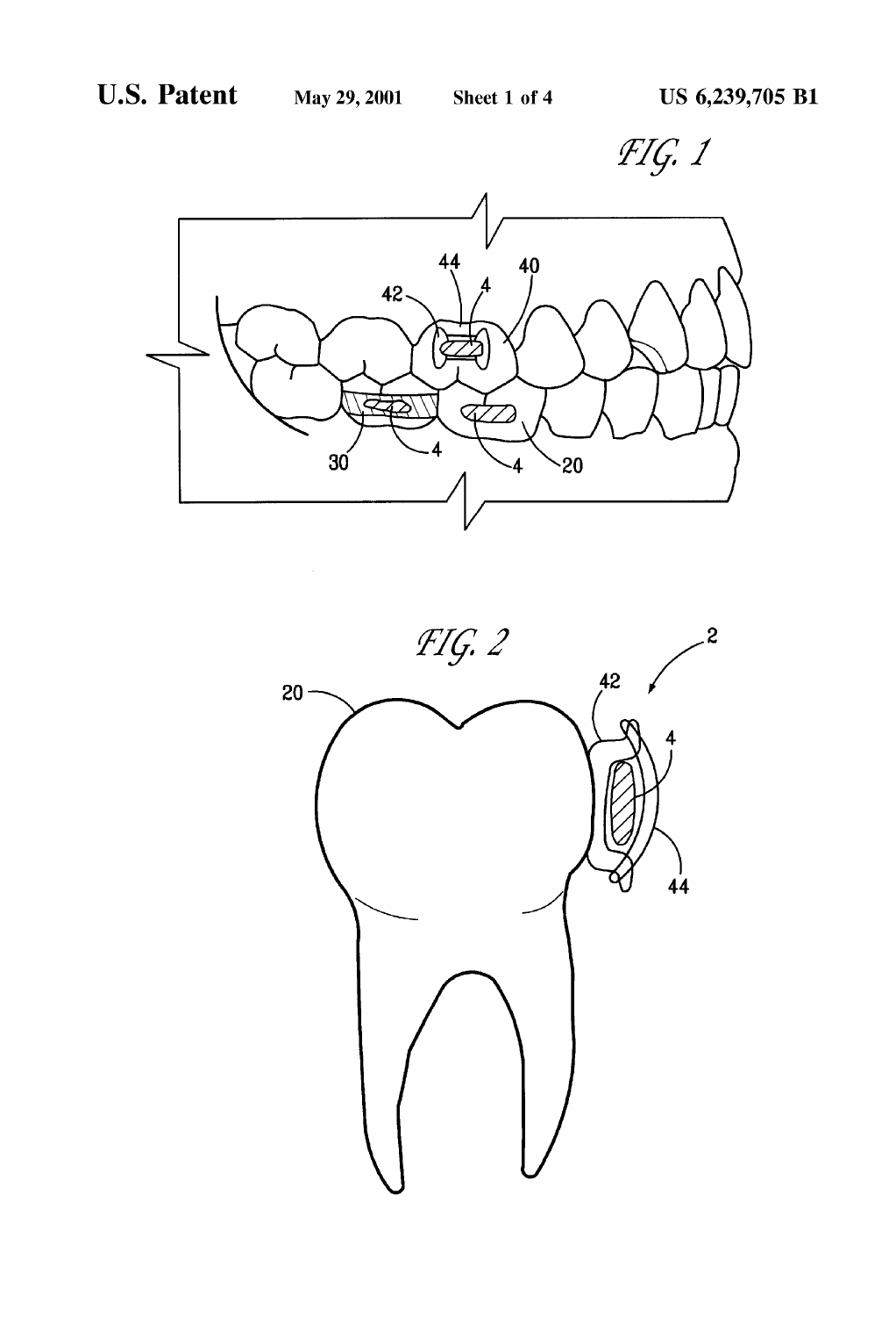FIG. 1

FIG. 2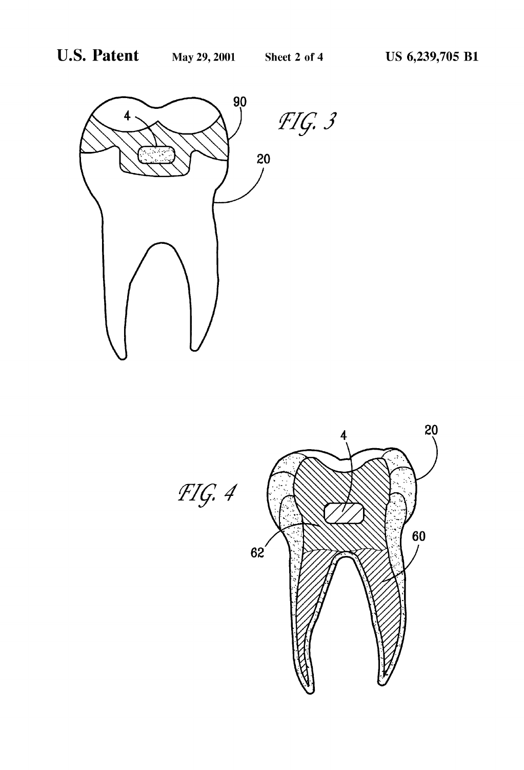FIG. 3

FIG. 4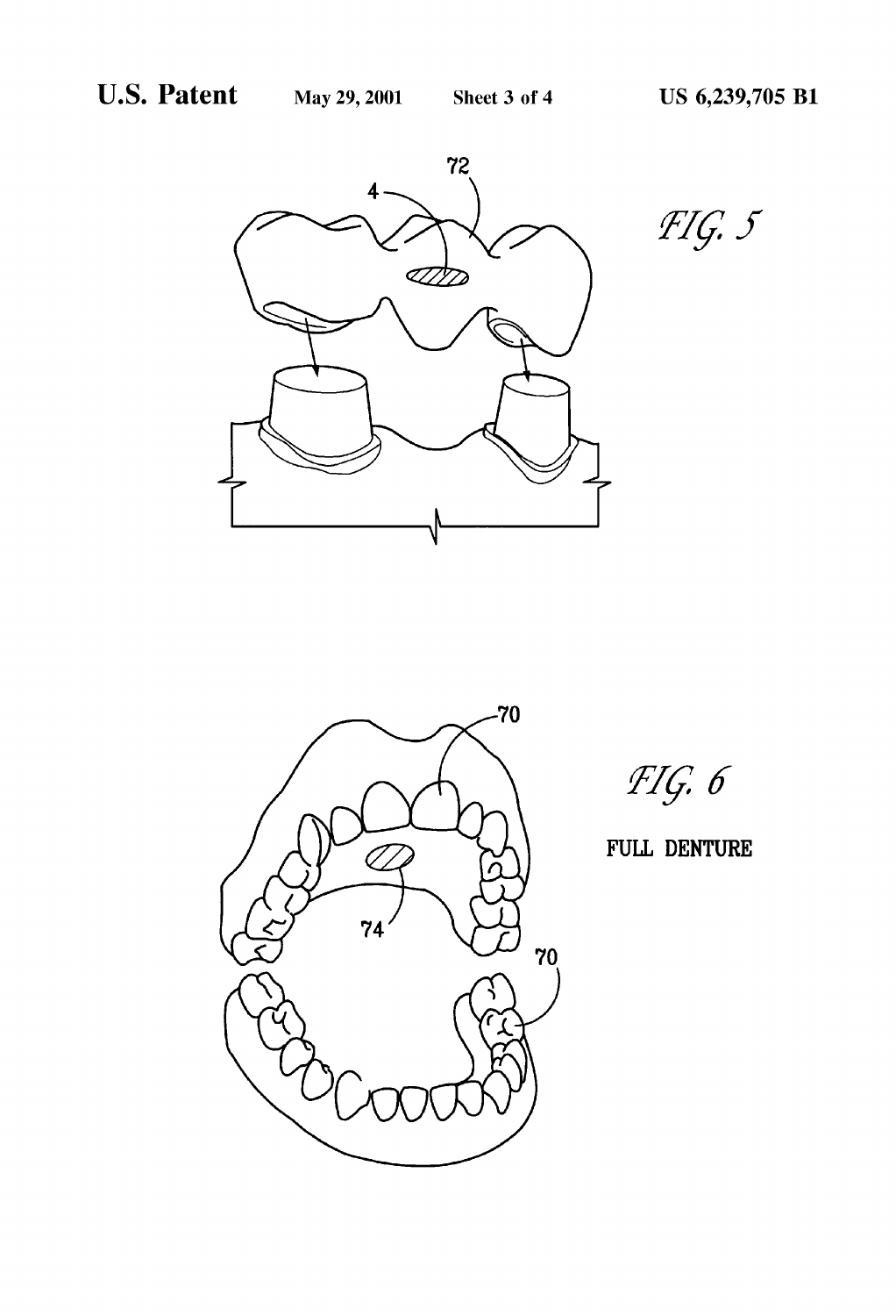FIG. 5

FIG. 6

FULL DENTURE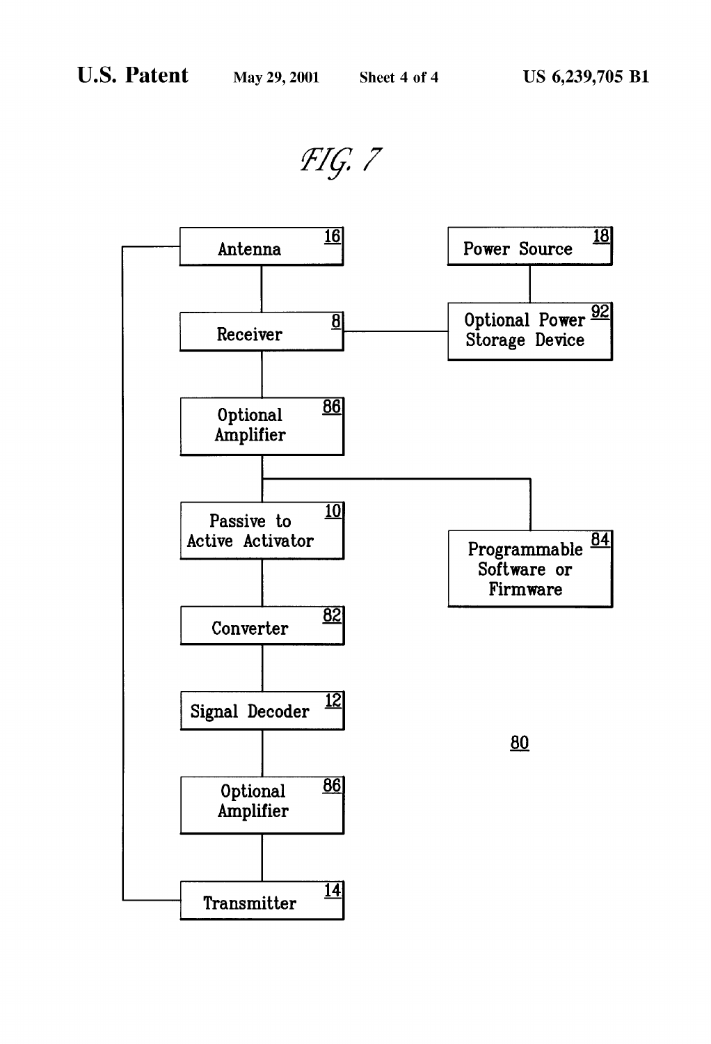FIG. 7

Antenna 16

Power Source 18

Receiver 8

Optional Power Storage Device 92

Optional Amplifier 86

Passive to Active Activator 10

Programmable Software or Firmware 84

Converter 82

Signal Decoder 12

80

Optional Amplifier 86

Transmitter 14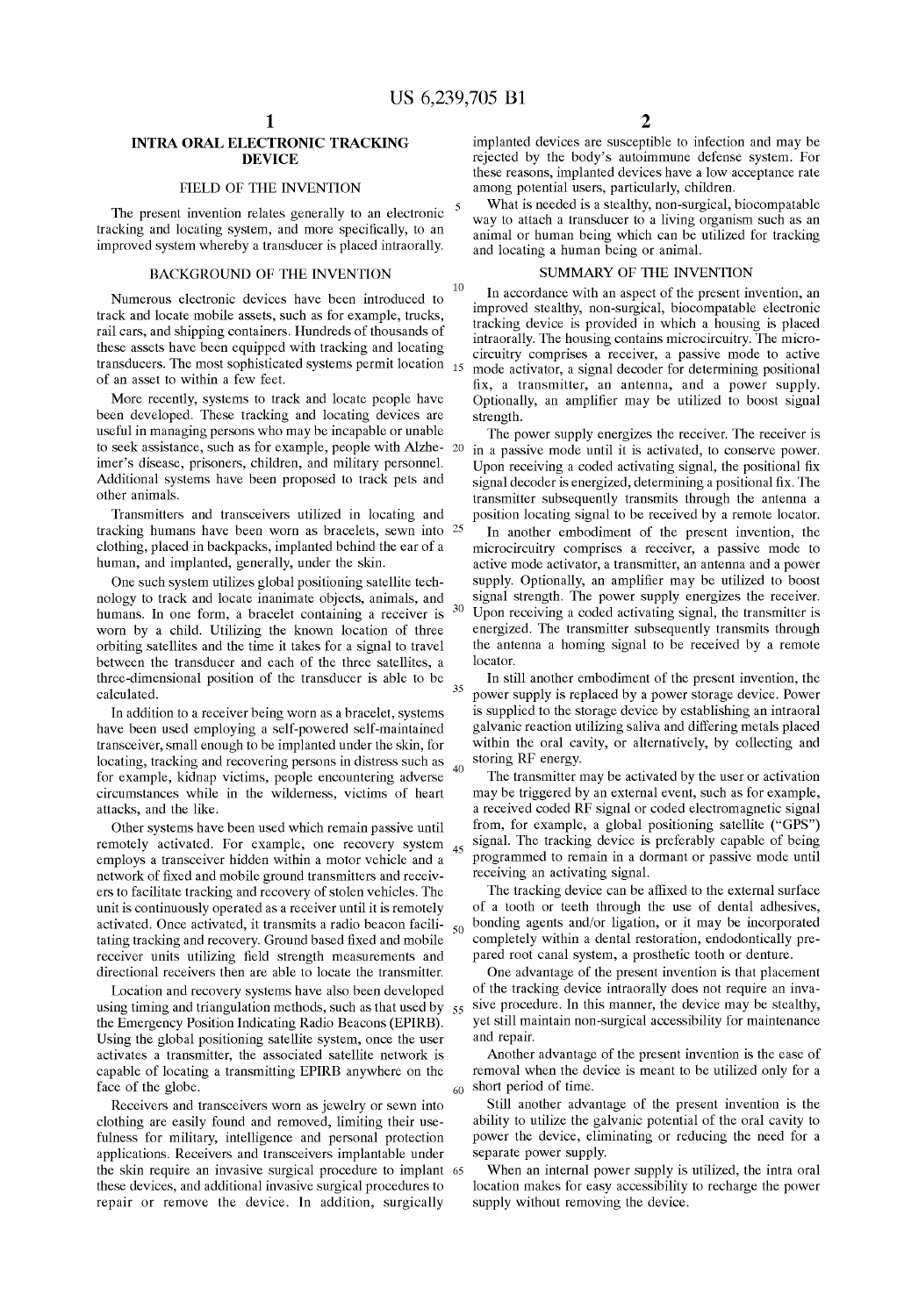# INTRA ORAL ELECTRONIC TRACKING DEVICE

## FIELD OF THE INVENTION

The present invention relates generally to an electronic tracking and locating system, and more specifically, to an improved system whereby a transducer is placed intraorally.

## BACKGROUND OF THE INVENTION

Numerous electronic devices have been introduced to track and locate mobile assets, such as for example, trucks, rail cars, and shipping containers. Hundreds of thousands of these assets have been equipped with tracking and locating transducers. The most sophisticated systems permit location of an asset to within a few feet.

More recently, systems to track and locate people have been developed. These tracking and locating devices are useful in managing persons who may be incapable or unable to seek assistance, such as for example, people with Alzheimer's disease, prisoners, children, and military personnel. Additional systems have been proposed to track pets and other animals.

Transmitters and transceivers utilized in locating and tracking humans have been worn as bracelets, sewn into clothing, placed in backpacks, implanted behind the ear of a human, and implanted, generally, under the skin.

One such system utilizes global positioning satellite technology to track and locate inanimate objects, animals, and humans. In one form, a bracelet containing a receiver is worn by a child. Utilizing the known location of three orbiting satellites and the time it takes for a signal to travel between the transducer and each of the three satellites, a three-dimensional position of the transducer is able to be calculated.

In addition to a receiver being worn as a bracelet, systems have been used employing a self-powered self-maintained transceiver, small enough to be implanted under the skin, for locating, tracking and recovering persons in distress such as for example, kidnap victims, people encountering adverse circumstances while in the wilderness, victims of heart attacks, and the like.

Other systems have been used which remain passive until remotely activated. For example, one recovery system employs a transceiver hidden within a motor vehicle and a network of fixed and mobile ground transmitters and receivers to facilitate tracking and recovery of stolen vehicles. The unit is continuously operated as a receiver until it is remotely activated. Once activated, it transmits a radio beacon facilitating tracking and recovery. Ground based fixed and mobile receiver units utilizing field strength measurements and directional receivers then are able to locate the transmitter.

Location and recovery systems have also been developed using timing and triangulation methods, such as that used by the Emergency Position Indicating Radio Beacons (EPIRB). Using the global positioning satellite system, once the user activates a transmitter, the associated satellite network is capable of locating a transmitting EPIRB anywhere on the face of the globe.

Receivers and transceivers worn as jewelry or sewn into clothing are easily found and removed, limiting their usefulness for military, intelligence and personal protection applications. Receivers and transceivers implantable under the skin require an invasive surgical procedure to implant these devices, and additional invasive surgical procedures to repair or remove the device. In addition, surgically implanted devices are susceptible to infection and may be rejected by the body's autoimmune defense system. For these reasons, implanted devices have a low acceptance rate among potential users, particularly, children.

What is needed is a stealthy, non-surgical, biocompatable way to attach a transducer to a living organism such as an animal or human being which can be utilized for tracking and locating a human being or animal.

## SUMMARY OF THE INVENTION

In accordance with an aspect of the present invention, an improved stealthy, non-surgical, biocompatable electronic tracking device is provided in which a housing is placed intraorally. The housing contains microcircuitry. The microcircuitry comprises a receiver, a passive mode to active mode activator, a signal decoder for determining positional fix, a transmitter, an antenna, and a power supply. Optionally, an amplifier may be utilized to boost signal strength.

The power supply energizes the receiver. The receiver is in a passive mode until it is activated, to conserve power. Upon receiving a coded activating signal, the positional fix signal decoder is energized, determining a positional fix. The transmitter subsequently transmits through the antenna a position locating signal to be received by a remote locator.

In another embodiment of the present invention, the microcircuitry comprises a receiver, a passive mode to active mode activator, a transmitter, an antenna and a power supply. Optionally, an amplifier may be utilized to boost signal strength. The power supply energizes the receiver. Upon receiving a coded activating signal, the transmitter is energized. The transmitter subsequently transmits through the antenna a homing signal to be received by a remote locator.

In still another embodiment of the present invention, the power supply is replaced by a power storage device. Power is supplied to the storage device by establishing an intraoral galvanic reaction utilizing saliva and differing metals placed within the oral cavity, or alternatively, by collecting and storing RF energy.

The transmitter may be activated by the user or activation may be triggered by an external event, such as for example, a received coded RF signal or coded electromagnetic signal from, for example, a global positioning satellite ("GPS") signal. The tracking device is preferably capable of being programmed to remain in a dormant or passive mode until receiving an activating signal.

The tracking device can be affixed to the external surface of a tooth or teeth through the use of dental adhesives, bonding agents and/or ligation, or it may be incorporated completely within a dental restoration, endodontically prepared root canal system, a prosthetic tooth or denture.

One advantage of the present invention is that placement of the tracking device intraorally does not require an invasive procedure. In this manner, the device may be stealthy, yet still maintain non-surgical accessibility for maintenance and repair.

Another advantage of the present invention is the ease of removal when the device is meant to be utilized only for a short period of time.

Still another advantage of the present invention is the ability to utilize the galvanic potential of the oral cavity to power the device, eliminating or reducing the need for a separate power supply.

When an internal power supply is utilized, the intra oral location makes for easy accessibility to recharge the power supply without removing the device.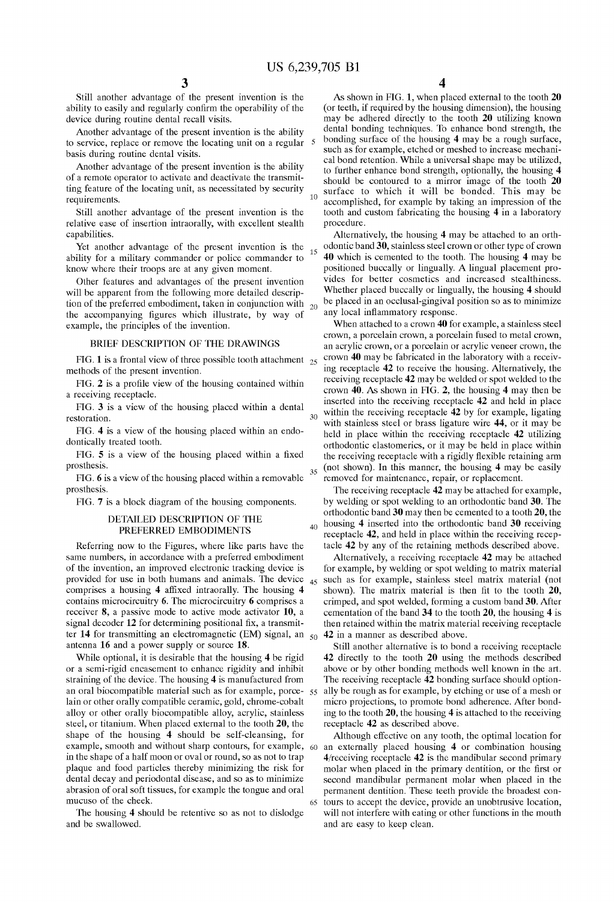Still another advantage of the present invention is the ability to easily and regularly confirm the operability of the device during routine dental recall visits.

Another advantage of the present invention is the ability to service, replace or remove the locating unit on a regular basis during routine dental visits.

Another advantage of the present invention is the ability of a remote operator to activate and deactivate the transmitting feature of the locating unit, as necessitated by security requirements.

Still another advantage of the present invention is the relative ease of insertion intraorally, with excellent stealth capabilities.

Yet another advantage of the present invention is the ability for a military commander or police commander to know where their troops are at any given moment.

Other features and advantages of the present invention will be apparent from the following more detailed description of the preferred embodiment, taken in conjunction with the accompanying figures which illustrate, by way of example, the principles of the invention.

## BRIEF DESCRIPTION OF THE DRAWINGS

FIG. 1 is a frontal view of three possible tooth attachment methods of the present invention.

FIG. 2 is a profile view of the housing contained within a receiving receptacle.

FIG. 3 is a view of the housing placed within a dental restoration.

FIG. 4 is a view of the housing placed within an endodontically treated tooth.

FIG. 5 is a view of the housing placed within a fixed prosthesis.

FIG. 6 is a view of the housing placed within a removable prosthesis.

FIG. 7 is a block diagram of the housing components.

## DETAILED DESCRIPTION OF THE PREFERRED EMBODIMENTS

Referring now to the Figures, where like parts have the same numbers, in accordance with a preferred embodiment of the invention, an improved electronic tracking device is provided for use in both humans and animals. The device comprises a housing **4** affixed intraorally. The housing **4** contains microcircuitry **6**. The microcircuitry **6** comprises a receiver **8**, a passive mode to active mode activator **10**, a signal decoder **12** for determining positional fix, a transmitter **14** for transmitting an electromagnetic (EM) signal, an antenna **16** and a power supply or source **18**.

While optional, it is desirable that the housing **4** be rigid or a semi-rigid encasement to enhance rigidity and inhibit straining of the device. The housing **4** is manufactured from an oral biocompatible material such as for example, porcelain or other orally compatible ceramic, gold, chrome-cobalt alloy or other orally biocompatible alloy, acrylic, stainless steel, or titanium. When placed external to the tooth **20**, the shape of the housing **4** should be self-cleansing, for example, smooth and without sharp contours, for example, in the shape of a half moon or oval or round, so as not to trap plaque and food particles thereby minimizing the risk for dental decay and periodontal disease, and so as to minimize abrasion of oral soft tissues, for example the tongue and oral mucuso of the cheek.

The housing **4** should be retentive so as not to dislodge and be swallowed.

As shown in FIG. **1**, when placed external to the tooth **20** (or teeth, if required by the housing dimension), the housing may be adhered directly to the tooth **20** utilizing known dental bonding techniques. To enhance bond strength, the bonding surface of the housing **4** may be a rough surface, such as for example, etched or meshed to increase mechanical bond retention. While a universal shape may be utilized, to further enhance bond strength, optionally, the housing **4** should be contoured to a mirror image of the tooth **20** surface to which it will be bonded. This may be accomplished, for example by taking an impression of the tooth and custom fabricating the housing **4** in a laboratory procedure.

Alternatively, the housing **4** may be attached to an orthodontic band **30**, stainless steel crown or other type of crown **40** which is cemented to the tooth. The housing **4** may be positioned buccally or lingually. A lingual placement provides for better cosmetics and increased stealthiness. Whether placed buccally or lingually, the housing **4** should be placed in an occlusal-gingival position so as to minimize any local inflammatory response.

When attached to a crown **40** for example, a stainless steel crown, a porcelain crown, a porcelain fused to metal crown, an acrylic crown, or a porcelain or acrylic veneer crown, the crown **40** may be fabricated in the laboratory with a receiving receptacle **42** to receive the housing. Alternatively, the receiving receptacle **42** may be welded or spot welded to the crown **40**. As shown in FIG. **2**, the housing **4** may then be inserted into the receiving receptacle **42** and held in place within the receiving receptacle **42** by for example, ligating with stainless steel or brass ligature wire **44**, or it may be held in place within the receiving receptacle **42** utilizing orthodontic elastomerics, or it may be held in place within the receiving receptacle with a rigidly flexible retaining arm (not shown). In this manner, the housing **4** may be easily removed for maintenance, repair, or replacement.

The receiving receptacle **42** may be attached for example, by welding or spot welding to an orthodontic band **30**. The orthodontic band **30** may then be cemented to a tooth **20**, the housing **4** inserted into the orthodontic band **30** receiving receptacle **42**, and held in place within the receiving receptacle **42** by any of the retaining methods described above.

Alternatively, a receiving receptacle **42** may be attached for example, by welding or spot welding to matrix material such as for example, stainless steel matrix material (not shown). The matrix material is then fit to the tooth **20**, crimped, and spot welded, forming a custom band **30**. After cementation of the band **34** to the tooth **20**, the housing **4** is then retained within the matrix material receiving receptacle **42** in a manner as described above.

Still another alternative is to bond a receiving receptacle **42** directly to the tooth **20** using the methods described above or by other bonding methods well known in the art. The receiving receptacle **42** bonding surface should optionally be rough as for example, by etching or use of a mesh or micro projections, to promote bond adherence. After bonding to the tooth **20**, the housing **4** is attached to the receiving receptacle **42** as described above.

Although effective on any tooth, the optimal location for an externally placed housing **4** or combination housing **4**/receiving receptacle **42** is the mandibular second primary molar when placed in the primary dentition, or the first or second mandibular permanent molar when placed in the permanent dentition. These teeth provide the broadest contours to accept the device, provide an unobtrusive location, will not interfere with eating or other functions in the mouth and are easy to keep clean.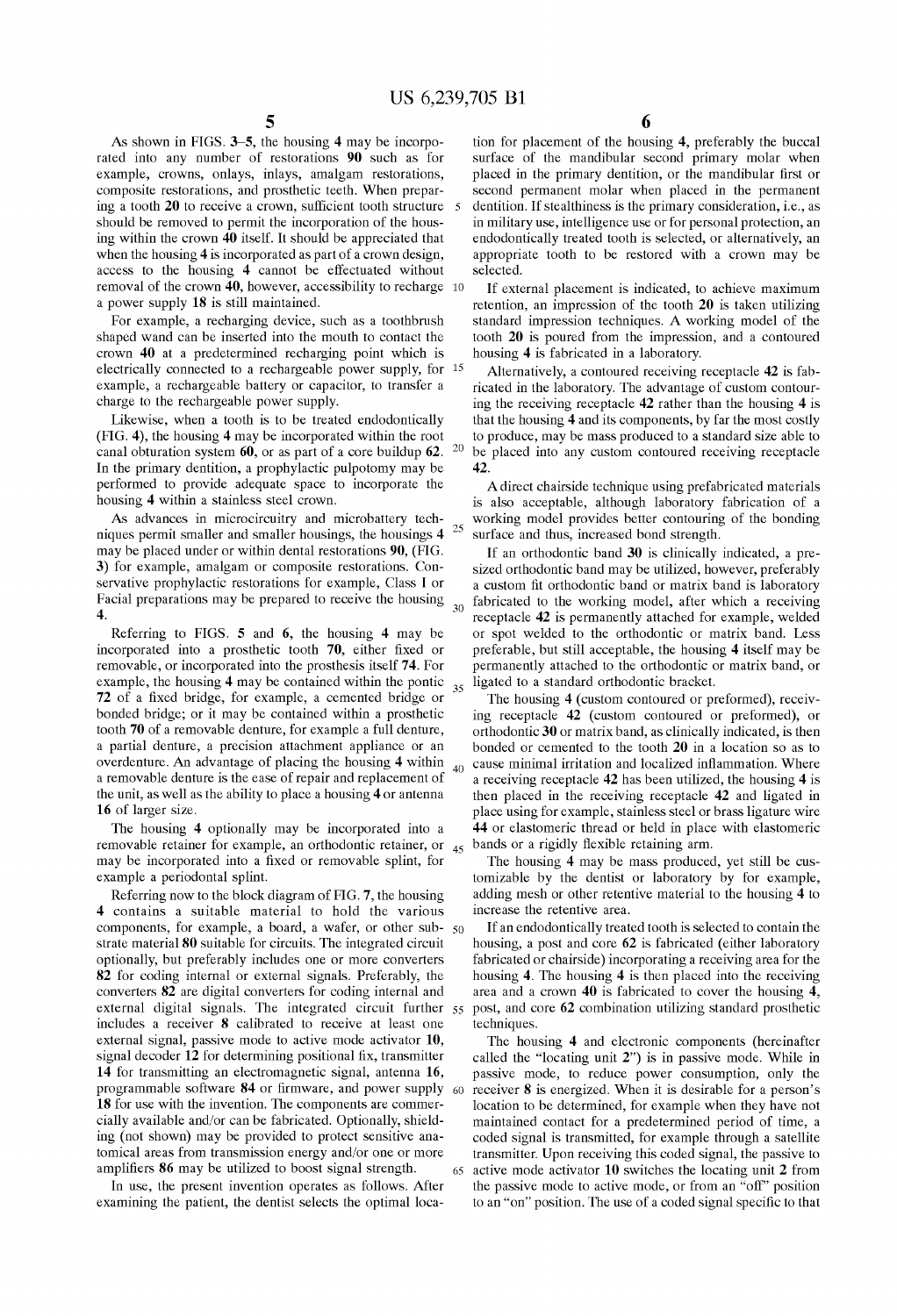As shown in FIGS. 3–5, the housing 4 may be incorporated into any number of restorations 90 such as for example, crowns, onlays, inlays, amalgam restorations, composite restorations, and prosthetic teeth. When preparing a tooth 20 to receive a crown, sufficient tooth structure should be removed to permit the incorporation of the housing within the crown 40 itself. It should be appreciated that when the housing 4 is incorporated as part of a crown design, access to the housing 4 cannot be effectuated without removal of the crown 40, however, accessibility to recharge a power supply 18 is still maintained.

For example, a recharging device, such as a toothbrush shaped wand can be inserted into the mouth to contact the crown 40 at a predetermined recharging point which is electrically connected to a rechargeable power supply, for example, a rechargeable battery or capacitor, to transfer a charge to the rechargeable power supply.

Likewise, when a tooth is to be treated endodontically (FIG. 4), the housing 4 may be incorporated within the root canal obturation system 60, or as part of a core buildup 62. In the primary dentition, a prophylactic pulpotomy may be performed to provide adequate space to incorporate the housing 4 within a stainless steel crown.

As advances in microcircuitry and microbattery techniques permit smaller and smaller housings, the housings 4 may be placed under or within dental restorations 90, (FIG. 3) for example, amalgam or composite restorations. Conservative prophylactic restorations for example, Class I or Facial preparations may be prepared to receive the housing 4.

Referring to FIGS. 5 and 6, the housing 4 may be incorporated into a prosthetic tooth 70, either fixed or removable, or incorporated into the prosthesis itself 74. For example, the housing 4 may be contained within the pontic 72 of a fixed bridge, for example, a cemented bridge or bonded bridge; or it may be contained within a prosthetic tooth 70 of a removable denture, for example a full denture, a partial denture, a precision attachment appliance or an overdenture. An advantage of placing the housing 4 within a removable denture is the ease of repair and replacement of the unit, as well as the ability to place a housing 4 or antenna 16 of larger size.

The housing 4 optionally may be incorporated into a removable retainer for example, an orthodontic retainer, or may be incorporated into a fixed or removable splint, for example a periodontal splint.

Referring now to the block diagram of FIG. 7, the housing 4 contains a suitable material to hold the various components, for example, a board, a wafer, or other substrate material 80 suitable for circuits. The integrated circuit optionally, but preferably includes one or more converters 82 for coding internal or external signals. Preferably, the converters 82 are digital converters for coding internal and external digital signals. The integrated circuit further includes a receiver 8 calibrated to receive at least one external signal, passive mode to active mode activator 10, signal decoder 12 for determining positional fix, transmitter 14 for transmitting an electromagnetic signal, antenna 16, programmable software 84 or firmware, and power supply 18 for use with the invention. The components are commercially available and/or can be fabricated. Optionally, shielding (not shown) may be provided to protect sensitive anatomical areas from transmission energy and/or one or more amplifiers 86 may be utilized to boost signal strength.

In use, the present invention operates as follows. After examining the patient, the dentist selects the optimal location for placement of the housing 4, preferably the buccal surface of the mandibular second primary molar when placed in the primary dentition, or the mandibular first or second permanent molar when placed in the permanent dentition. If stealthiness is the primary consideration, i.e., as in military use, intelligence use or for personal protection, an endodontically treated tooth is selected, or alternatively, an appropriate tooth to be restored with a crown may be selected.

If external placement is indicated, to achieve maximum retention, an impression of the tooth 20 is taken utilizing standard impression techniques. A working model of the tooth 20 is poured from the impression, and a contoured housing 4 is fabricated in a laboratory.

Alternatively, a contoured receiving receptacle 42 is fabricated in the laboratory. The advantage of custom contouring the receiving receptacle 42 rather than the housing 4 is that the housing 4 and its components, by far the most costly to produce, may be mass produced to a standard size able to be placed into any custom contoured receiving receptacle 42.

A direct chairside technique using prefabricated materials is also acceptable, although laboratory fabrication of a working model provides better contouring of the bonding surface and thus, increased bond strength.

If an orthodontic band 30 is clinically indicated, a presized orthodontic band may be utilized, however, preferably a custom fit orthodontic band or matrix band is laboratory fabricated to the working model, after which a receiving receptacle 42 is permanently attached for example, welded or spot welded to the orthodontic or matrix band. Less preferable, but still acceptable, the housing 4 itself may be permanently attached to the orthodontic or matrix band, or ligated to a standard orthodontic bracket.

The housing 4 (custom contoured or preformed), receiving receptacle 42 (custom contoured or preformed), or orthodontic 30 or matrix band, as clinically indicated, is then bonded or cemented to the tooth 20 in a location so as to cause minimal irritation and localized inflammation. Where a receiving receptacle 42 has been utilized, the housing 4 is then placed in the receiving receptacle 42 and ligated in place using for example, stainless steel or brass ligature wire 44 or elastomeric thread or held in place with elastomeric bands or a rigidly flexible retaining arm.

The housing 4 may be mass produced, yet still be customizable by the dentist or laboratory by for example, adding mesh or other retentive material to the housing 4 to increase the retentive area.

If an endodontically treated tooth is selected to contain the housing, a post and core 62 is fabricated (either laboratory fabricated or chairside) incorporating a receiving area for the housing 4. The housing 4 is then placed into the receiving area and a crown 40 is fabricated to cover the housing 4, post, and core 62 combination utilizing standard prosthetic techniques.

The housing 4 and electronic components (hereinafter called the "locating unit 2") is in passive mode. While in passive mode, to reduce power consumption, only the receiver 8 is energized. When it is desirable for a person's location to be determined, for example when they have not maintained contact for a predetermined period of time, a coded signal is transmitted, for example through a satellite transmitter. Upon receiving this coded signal, the passive to active mode activator 10 switches the locating unit 2 from the passive mode to active mode, or from an "off" position to an "on" position. The use of a coded signal specific to that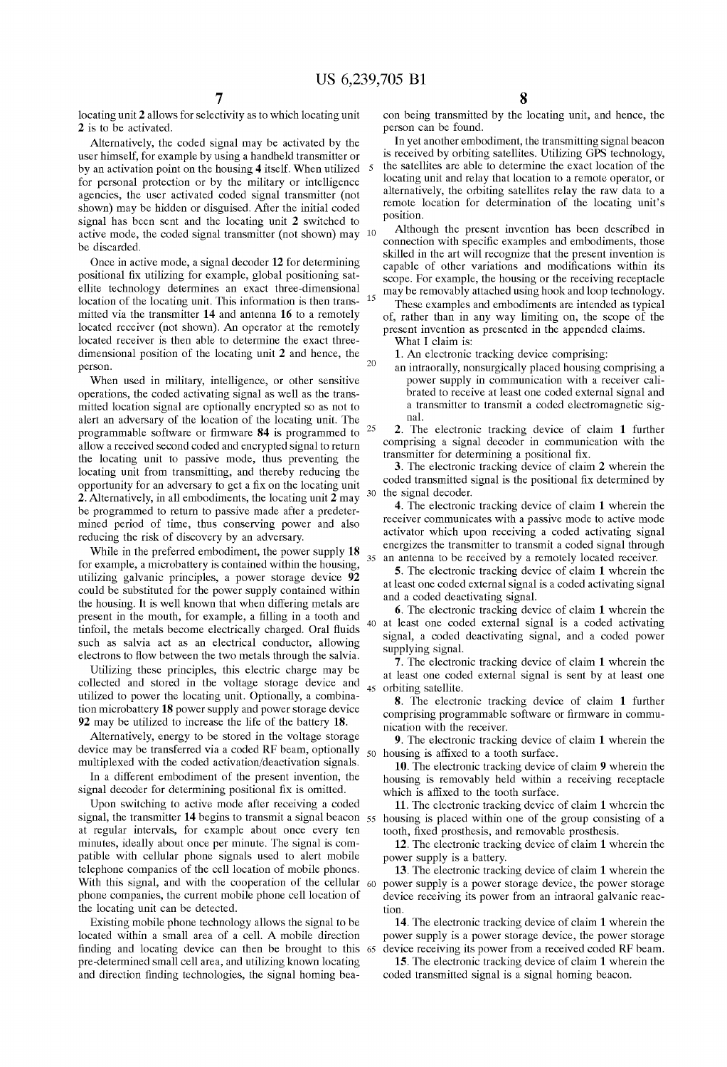locating unit 2 allows for selectivity as to which locating unit 2 is to be activated.

Alternatively, the coded signal may be activated by the user himself, for example by using a handheld transmitter or by an activation point on the housing 4 itself. When utilized for personal protection or by the military or intelligence agencies, the user activated coded signal transmitter (not shown) may be hidden or disguised. After the initial coded signal has been sent and the locating unit 2 switched to active mode, the coded signal transmitter (not shown) may be discarded.

Once in active mode, a signal decoder 12 for determining positional fix utilizing for example, global positioning satellite technology determines an exact three-dimensional location of the locating unit. This information is then transmitted via the transmitter 14 and antenna 16 to a remotely located receiver (not shown). An operator at the remotely located receiver is then able to determine the exact three-dimensional position of the locating unit 2 and hence, the person.

When used in military, intelligence, or other sensitive operations, the coded activating signal as well as the transmitted location signal are optionally encrypted so as not to alert an adversary of the location of the locating unit. The programmable software or firmware 84 is programmed to allow a received second coded and encrypted signal to return the locating unit to passive mode, thus preventing the locating unit from transmitting, and thereby reducing the opportunity for an adversary to get a fix on the locating unit 2. Alternatively, in all embodiments, the locating unit 2 may be programmed to return to passive made after a predetermined period of time, thus conserving power and also reducing the risk of discovery by an adversary.

While in the preferred embodiment, the power supply 18 for example, a microbattery is contained within the housing, utilizing galvanic principles, a power storage device 92 could be substituted for the power supply contained within the housing. It is well known that when differing metals are present in the mouth, for example, a filling in a tooth and tinfoil, the metals become electrically charged. Oral fluids such as salvia act as an electrical conductor, allowing electrons to flow between the two metals through the salvia.

Utilizing these principles, this electric charge may be collected and stored in the voltage storage device and utilized to power the locating unit. Optionally, a combination microbattery 18 power supply and power storage device 92 may be utilized to increase the life of the battery 18.

Alternatively, energy to be stored in the voltage storage device may be transferred via a coded RF beam, optionally multiplexed with the coded activation/deactivation signals.

In a different embodiment of the present invention, the signal decoder for determining positional fix is omitted.

Upon switching to active mode after receiving a coded signal, the transmitter 14 begins to transmit a signal beacon at regular intervals, for example about once every ten minutes, ideally about once per minute. The signal is compatible with cellular phone signals used to alert mobile telephone companies of the cell location of mobile phones. With this signal, and with the cooperation of the cellular phone companies, the current mobile phone cell location of the locating unit can be detected.

Existing mobile phone technology allows the signal to be located within a small area of a cell. A mobile direction finding and locating device can then be brought to this pre-determined small cell area, and utilizing known locating and direction finding technologies, the signal homing beacon being transmitted by the locating unit, and hence, the person can be found.

In yet another embodiment, the transmitting signal beacon is received by orbiting satellites. Utilizing GPS technology, the satellites are able to determine the exact location of the locating unit and relay that location to a remote operator, or alternatively, the orbiting satellites relay the raw data to a remote location for determination of the locating unit's position.

Although the present invention has been described in connection with specific examples and embodiments, those skilled in the art will recognize that the present invention is capable of other variations and modifications within its scope. For example, the housing or the receiving receptacle may be removably attached using hook and loop technology.

These examples and embodiments are intended as typical of, rather than in any way limiting on, the scope of the present invention as presented in the appended claims.

What I claim is:

1. An electronic tracking device comprising:
   an intraorally, nonsurgically placed housing comprising a power supply in communication with a receiver calibrated to receive at least one coded external signal and a transmitter to transmit a coded electromagnetic signal.

2. The electronic tracking device of claim 1 further comprising a signal decoder in communication with the transmitter for determining a positional fix.

3. The electronic tracking device of claim 2 wherein the coded transmitted signal is the positional fix determined by the signal decoder.

4. The electronic tracking device of claim 1 wherein the receiver communicates with a passive mode to active mode activator which upon receiving a coded activating signal energizes the transmitter to transmit a coded signal through an antenna to be received by a remotely located receiver.

5. The electronic tracking device of claim 1 wherein the at least one coded external signal is a coded activating signal and a coded deactivating signal.

6. The electronic tracking device of claim 1 wherein the at least one coded external signal is a coded activating signal, a coded deactivating signal, and a coded power supplying signal.

7. The electronic tracking device of claim 1 wherein the at least one coded external signal is sent by at least one orbiting satellite.

8. The electronic tracking device of claim 1 further comprising programmable software or firmware in communication with the receiver.

9. The electronic tracking device of claim 1 wherein the housing is affixed to a tooth surface.

10. The electronic tracking device of claim 9 wherein the housing is removably held within a receiving receptacle which is affixed to the tooth surface.

11. The electronic tracking device of claim 1 wherein the housing is placed within one of the group consisting of a tooth, fixed prosthesis, and removable prosthesis.

12. The electronic tracking device of claim 1 wherein the power supply is a battery.

13. The electronic tracking device of claim 1 wherein the power supply is a power storage device, the power storage device receiving its power from an intraoral galvanic reaction.

14. The electronic tracking device of claim 1 wherein the power supply is a power storage device, the power storage device receiving its power from a received coded RF beam.

15. The electronic tracking device of claim 1 wherein the coded transmitted signal is a signal homing beacon.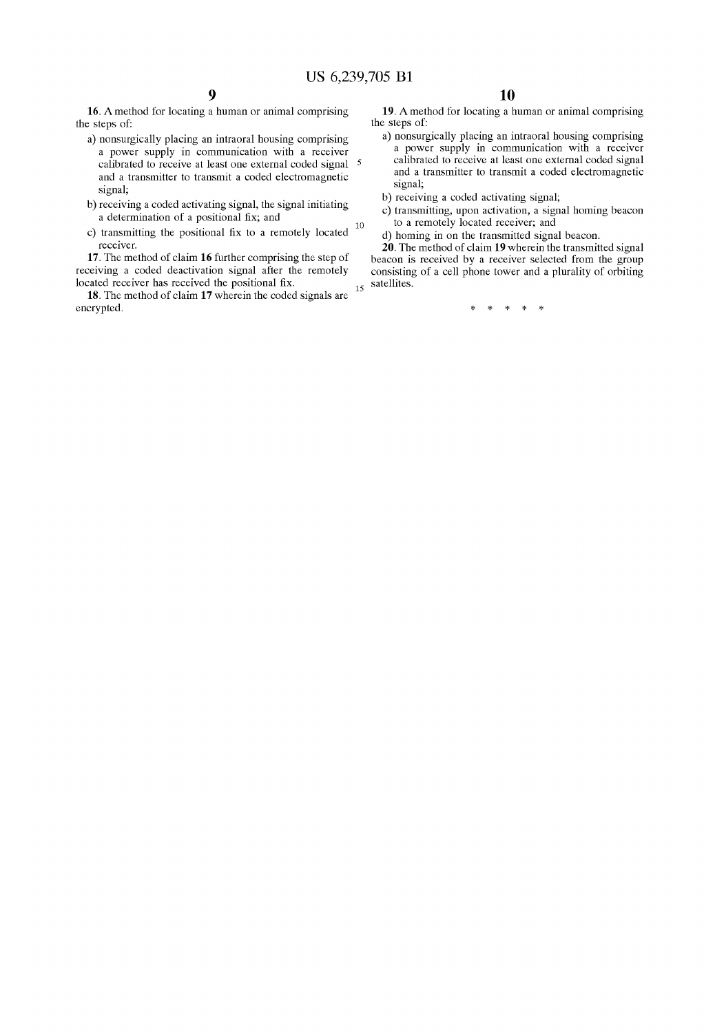16. A method for locating a human or animal comprising the steps of:

a) nonsurgically placing an intraoral housing comprising a power supply in communication with a receiver calibrated to receive at least one external coded signal and a transmitter to transmit a coded electromagnetic signal;

b) receiving a coded activating signal, the signal initiating a determination of a positional fix; and

c) transmitting the positional fix to a remotely located receiver.

17. The method of claim 16 further comprising the step of receiving a coded deactivation signal after the remotely located receiver has received the positional fix.

18. The method of claim 17 wherein the coded signals are encrypted.

19. A method for locating a human or animal comprising the steps of:

a) nonsurgically placing an intraoral housing comprising a power supply in communication with a receiver calibrated to receive at least one external coded signal and a transmitter to transmit a coded electromagnetic signal;

b) receiving a coded activating signal;

c) transmitting, upon activation, a signal homing beacon to a remotely located receiver; and

d) homing in on the transmitted signal beacon.

20. The method of claim 19 wherein the transmitted signal beacon is received by a receiver selected from the group consisting of a cell phone tower and a plurality of orbiting satellites.

* * * * *